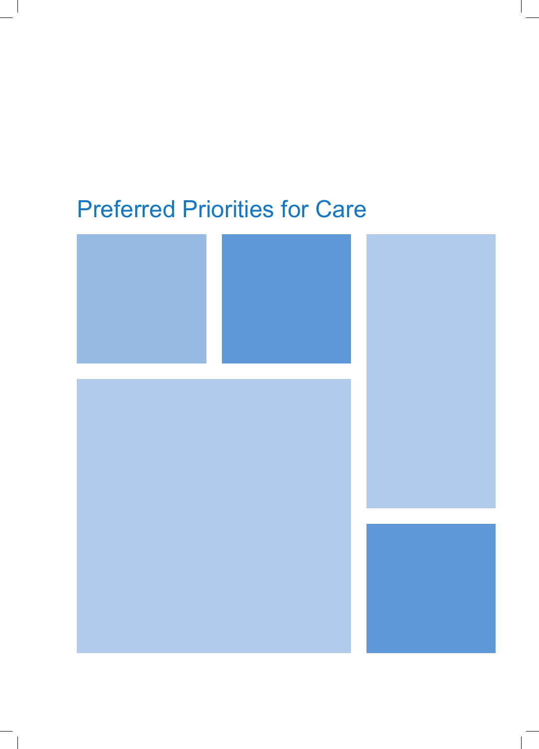# Preferred Priorities for Care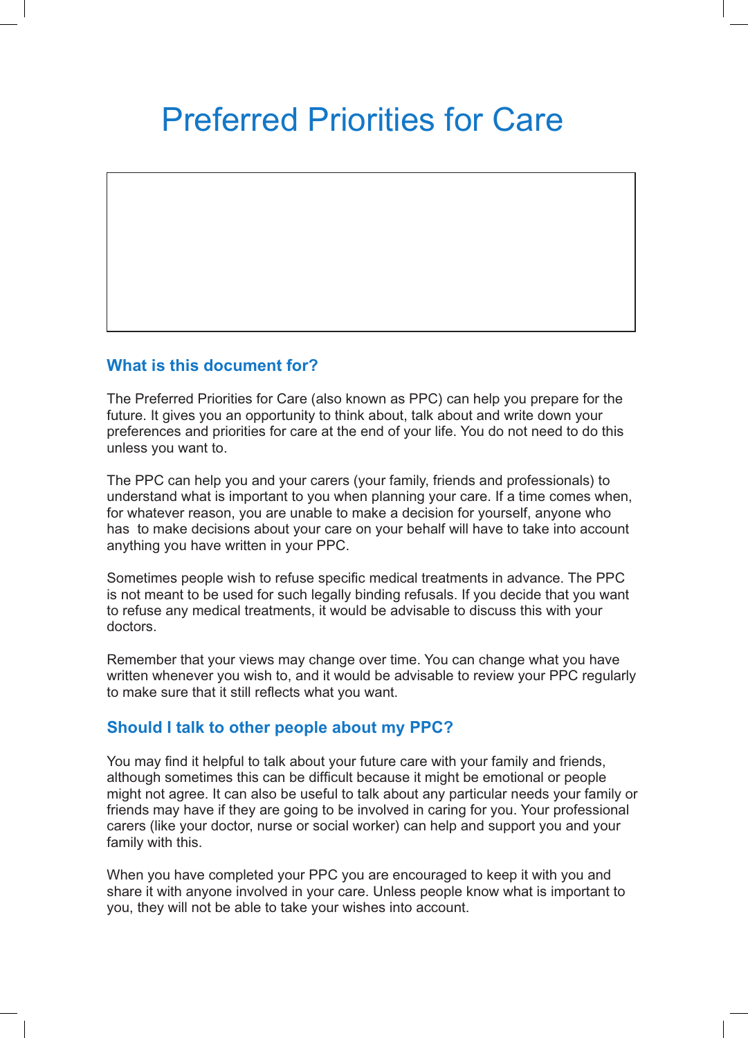# Preferred Priorities for Care

## What is this document for?

The Preferred Priorities for Care (also known as PPC) can help you prepare for the future. It gives you an opportunity to think about, talk about and write down your preferences and priorities for care at the end of your life. You do not need to do this unless you want to.

The PPC can help you and your carers (your family, friends and professionals) to understand what is important to you when planning your care. If a time comes when, for whatever reason, you are unable to make a decision for yourself, anyone who has to make decisions about your care on your behalf will have to take into account anything you have written in your PPC.

Sometimes people wish to refuse specific medical treatments in advance. The PPC is not meant to be used for such legally binding refusals. If you decide that you want to refuse any medical treatments, it would be advisable to discuss this with your doctors.

Remember that your views may change over time. You can change what you have written whenever you wish to, and it would be advisable to review your PPC regularly to make sure that it still reflects what you want.

## Should I talk to other people about my PPC?

You may find it helpful to talk about your future care with your family and friends, although sometimes this can be difficult because it might be emotional or people might not agree. It can also be useful to talk about any particular needs your family or friends may have if they are going to be involved in caring for you. Your professional carers (like your doctor, nurse or social worker) can help and support you and your family with this.

When you have completed your PPC you are encouraged to keep it with you and share it with anyone involved in your care. Unless people know what is important to you, they will not be able to take your wishes into account.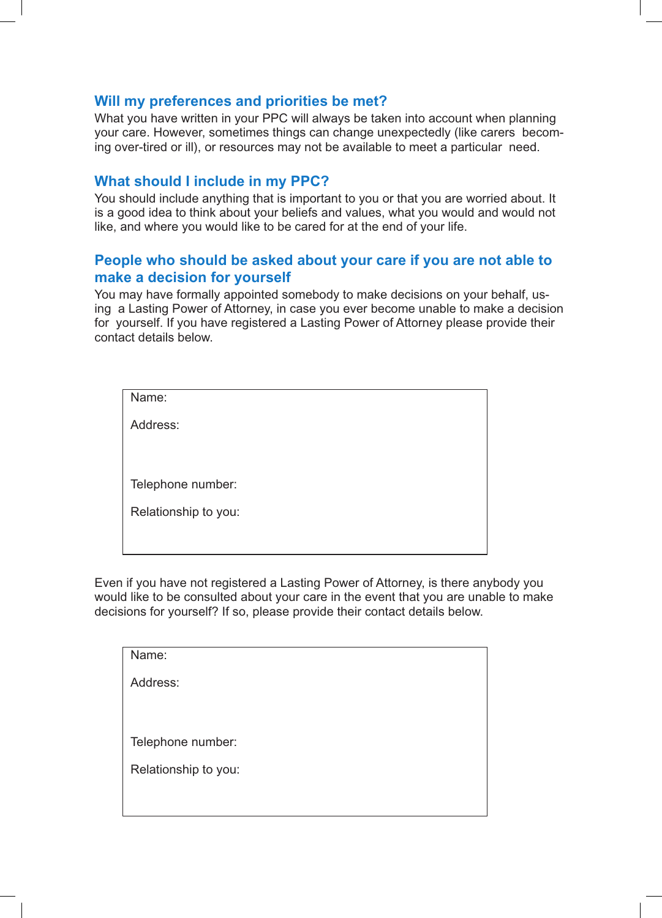## Will my preferences and priorities be met?

What you have written in your PPC will always be taken into account when planning your care. However, sometimes things can change unexpectedly (like carers becoming over-tired or ill), or resources may not be available to meet a particular need.

## What should I include in my PPC?

You should include anything that is important to you or that you are worried about. It is a good idea to think about your beliefs and values, what you would and would not like, and where you would like to be cared for at the end of your life.

## People who should be asked about your care if you are not able to make a decision for yourself

You may have formally appointed somebody to make decisions on your behalf, using a Lasting Power of Attorney, in case you ever become unable to make a decision for yourself. If you have registered a Lasting Power of Attorney please provide their contact details below.

| |
|---|
| Name: |
| Address: |
| |
| Telephone number: |
| Relationship to you: |

Even if you have not registered a Lasting Power of Attorney, is there anybody you would like to be consulted about your care in the event that you are unable to make decisions for yourself? If so, please provide their contact details below.

| |
|---|
| Name: |
| Address: |
| |
| Telephone number: |
| Relationship to you: |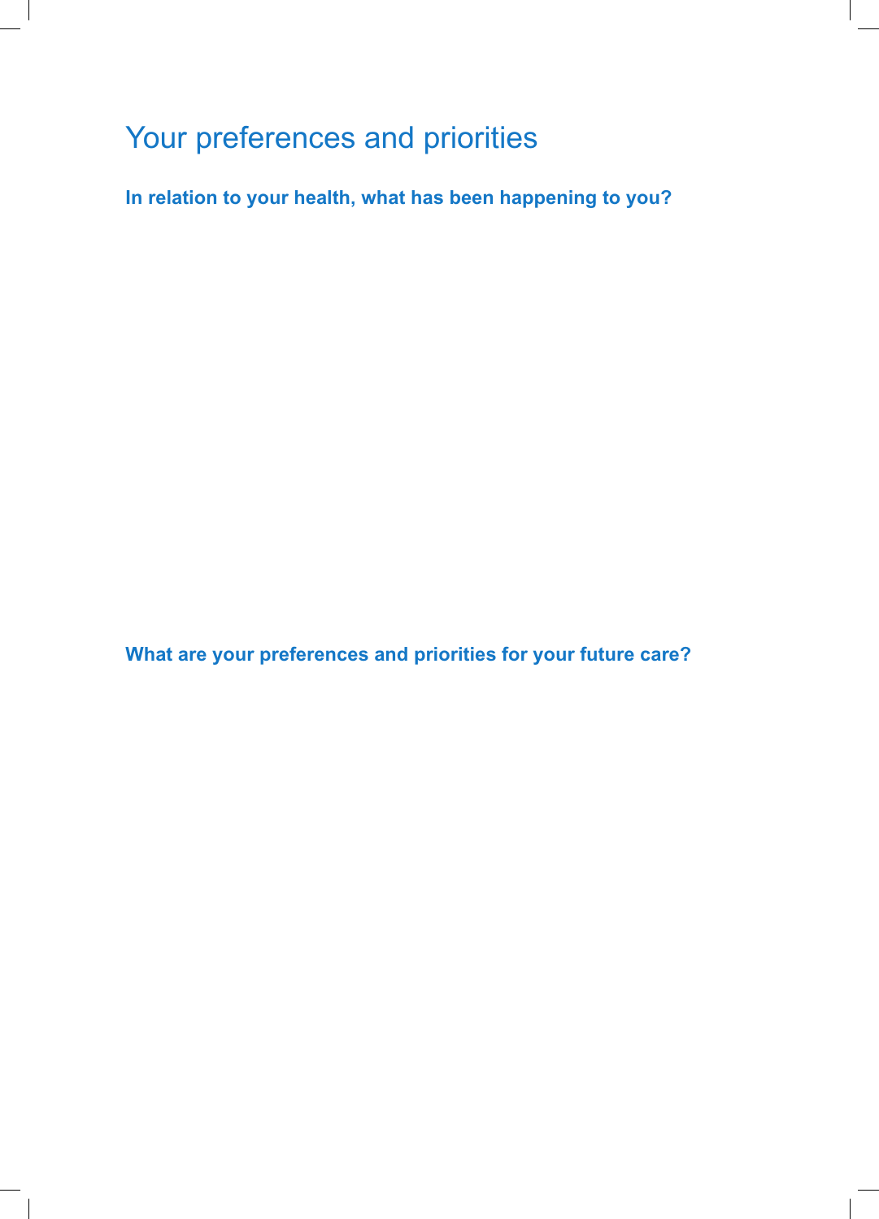# Your preferences and priorities

**In relation to your health, what has been happening to you?**

**What are your preferences and priorities for your future care?**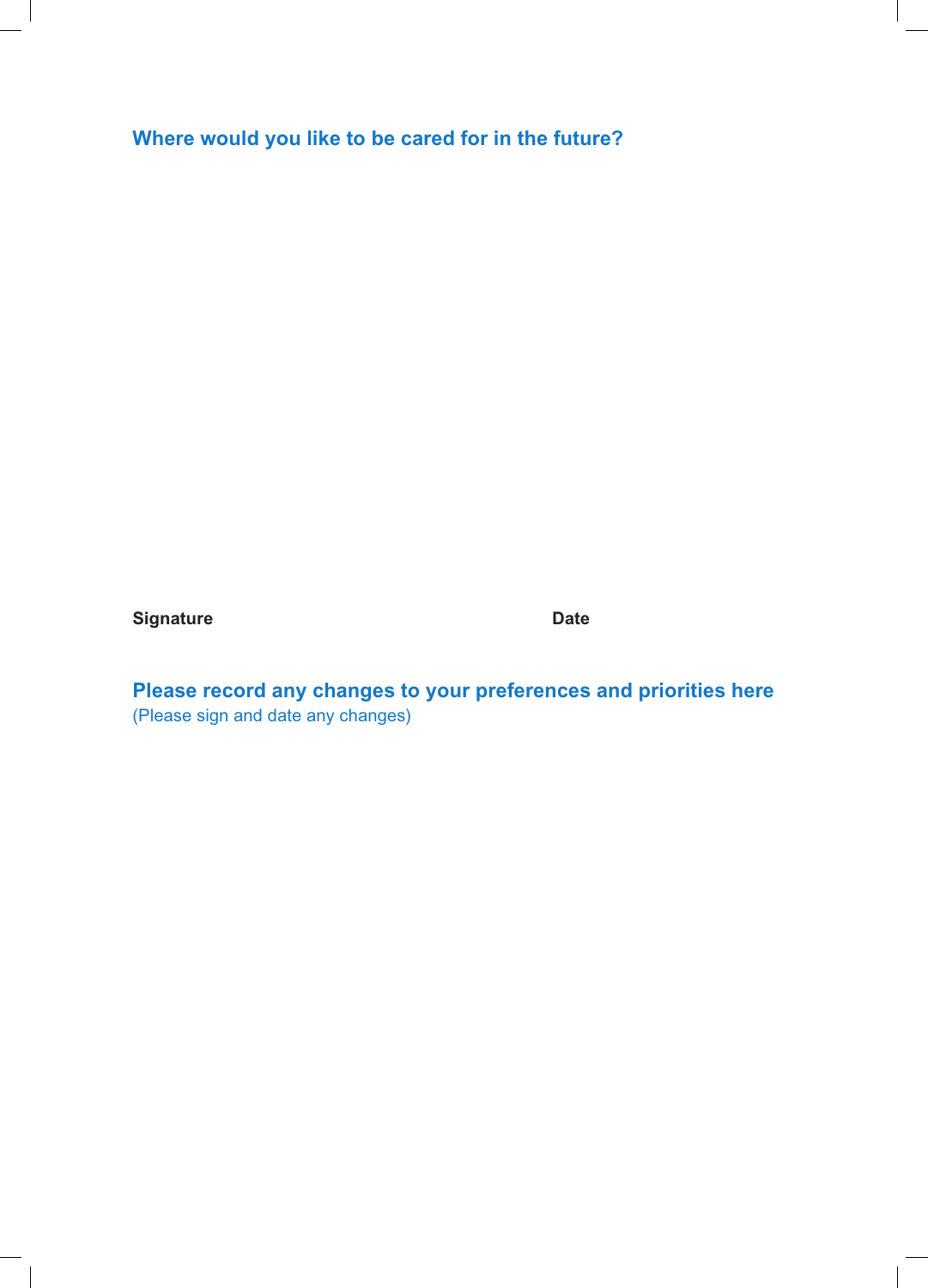## Where would you like to be cared for in the future?

**Signature** **Date**

## Please record any changes to your preferences and priorities here

(Please sign and date any changes)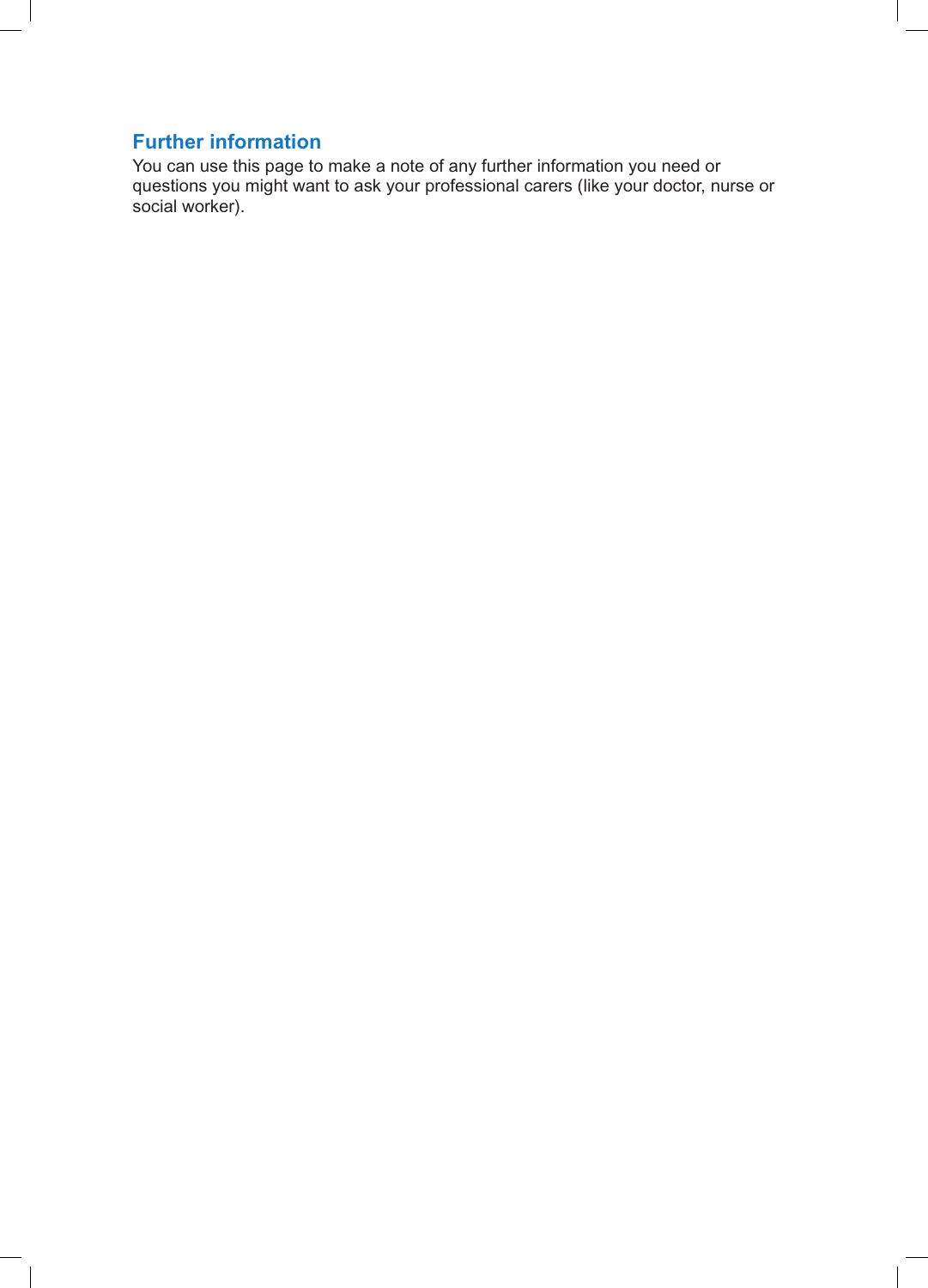## Further information

You can use this page to make a note of any further information you need or questions you might want to ask your professional carers (like your doctor, nurse or social worker).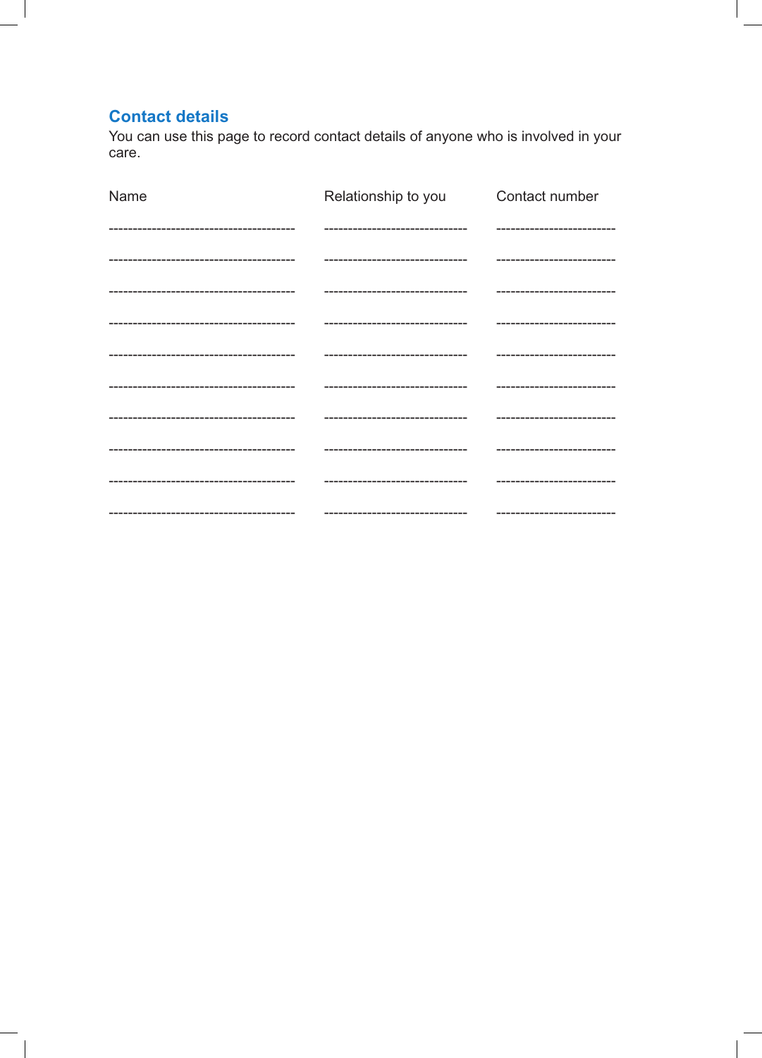## Contact details

You can use this page to record contact details of anyone who is involved in your care.

| Name | Relationship to you | Contact number |
|---|---|---|
| | | |
| | | |
| | | |
| | | |
| | | |
| | | |
| | | |
| | | |
| | | |
| | | |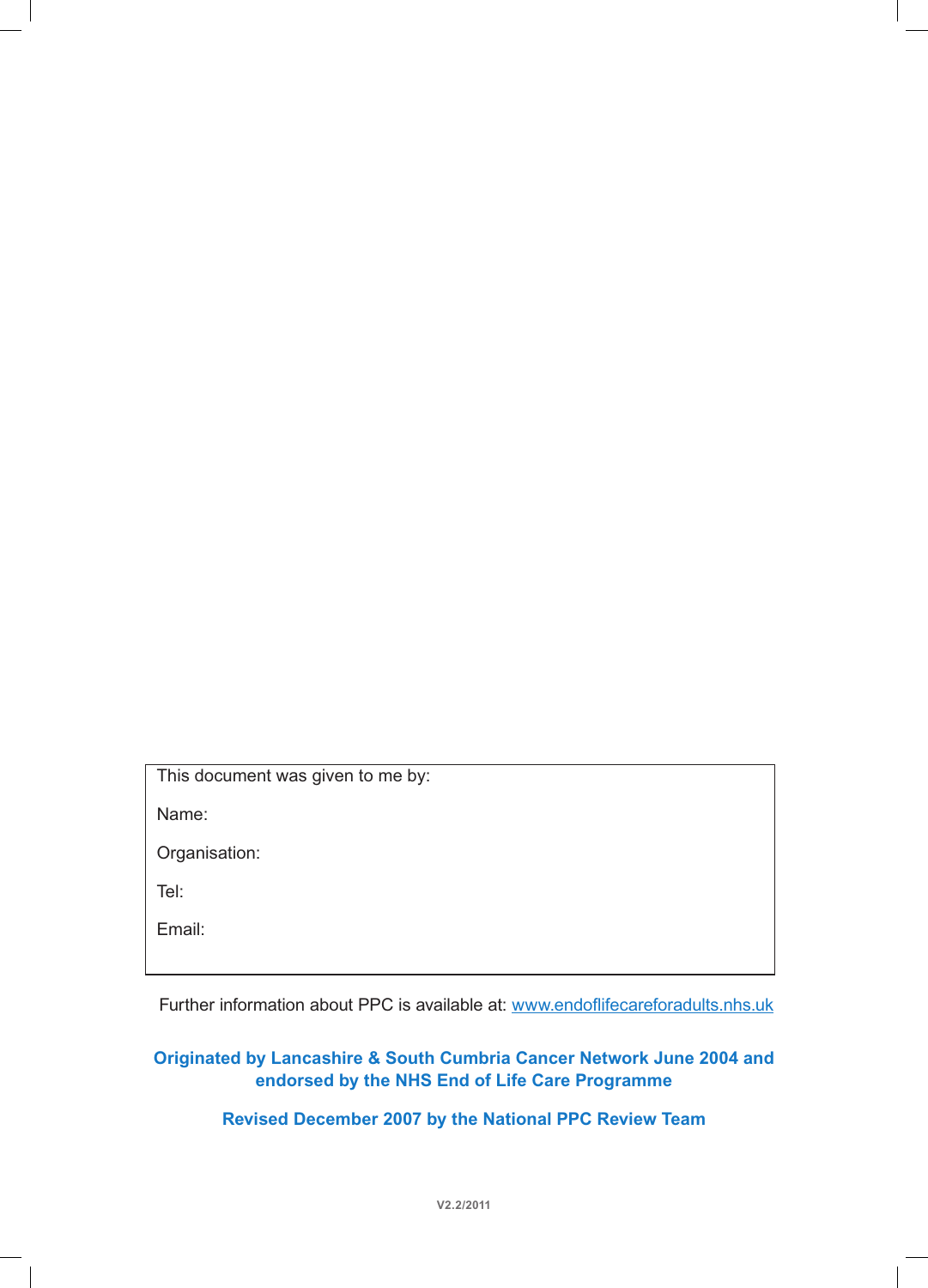This document was given to me by:

Name:

Organisation:

Tel:

Email:

Further information about PPC is available at: www.endoflifecareforadults.nhs.uk

**Originated by Lancashire & South Cumbria Cancer Network June 2004 and endorsed by the NHS End of Life Care Programme**

**Revised December 2007 by the National PPC Review Team**

V2.2/2011